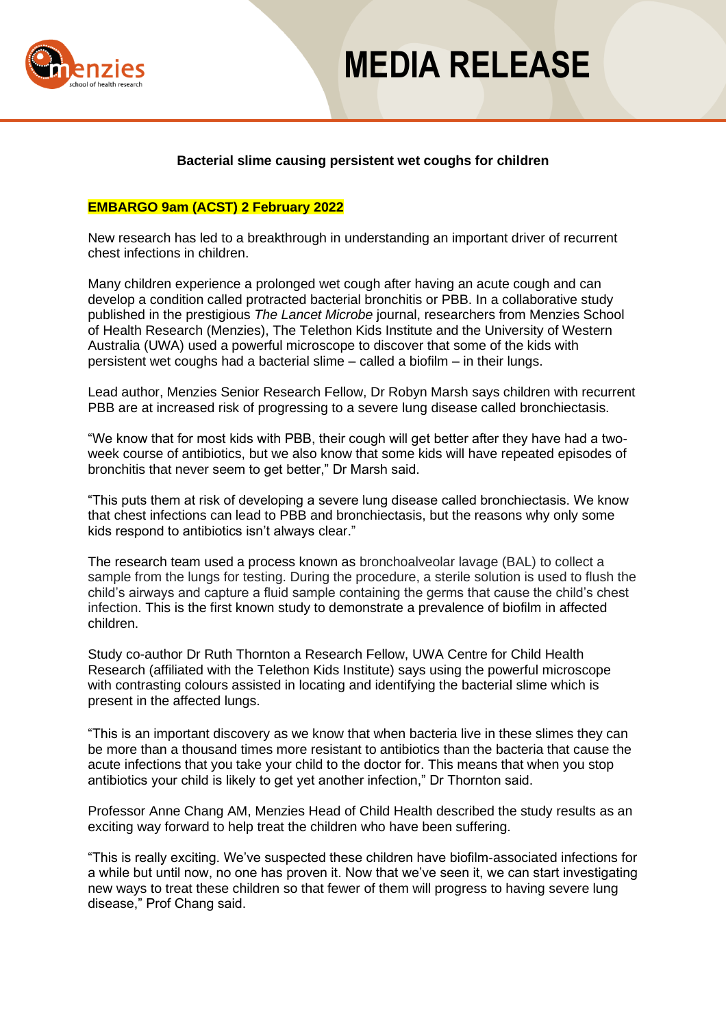# MEDIA RELEASE

**Bacterial slime causing persistent wet coughs for children**

**EMBARGO 9am (ACST) 2 February 2022**

New research has led to a breakthrough in understanding an important driver of recurrent chest infections in children.

Many children experience a prolonged wet cough after having an acute cough and can develop a condition called protracted bacterial bronchitis or PBB. In a collaborative study published in the prestigious *The Lancet Microbe* journal, researchers from Menzies School of Health Research (Menzies), The Telethon Kids Institute and the University of Western Australia (UWA) used a powerful microscope to discover that some of the kids with persistent wet coughs had a bacterial slime – called a biofilm – in their lungs.

Lead author, Menzies Senior Research Fellow, Dr Robyn Marsh says children with recurrent PBB are at increased risk of progressing to a severe lung disease called bronchiectasis.

"We know that for most kids with PBB, their cough will get better after they have had a two-week course of antibiotics, but we also know that some kids will have repeated episodes of bronchitis that never seem to get better," Dr Marsh said.

"This puts them at risk of developing a severe lung disease called bronchiectasis. We know that chest infections can lead to PBB and bronchiectasis, but the reasons why only some kids respond to antibiotics isn't always clear."

The research team used a process known as bronchoalveolar lavage (BAL) to collect a sample from the lungs for testing. During the procedure, a sterile solution is used to flush the child's airways and capture a fluid sample containing the germs that cause the child's chest infection. This is the first known study to demonstrate a prevalence of biofilm in affected children.

Study co-author Dr Ruth Thornton a Research Fellow, UWA Centre for Child Health Research (affiliated with the Telethon Kids Institute) says using the powerful microscope with contrasting colours assisted in locating and identifying the bacterial slime which is present in the affected lungs.

"This is an important discovery as we know that when bacteria live in these slimes they can be more than a thousand times more resistant to antibiotics than the bacteria that cause the acute infections that you take your child to the doctor for. This means that when you stop antibiotics your child is likely to get yet another infection," Dr Thornton said.

Professor Anne Chang AM, Menzies Head of Child Health described the study results as an exciting way forward to help treat the children who have been suffering.

"This is really exciting. We've suspected these children have biofilm-associated infections for a while but until now, no one has proven it. Now that we've seen it, we can start investigating new ways to treat these children so that fewer of them will progress to having severe lung disease," Prof Chang said.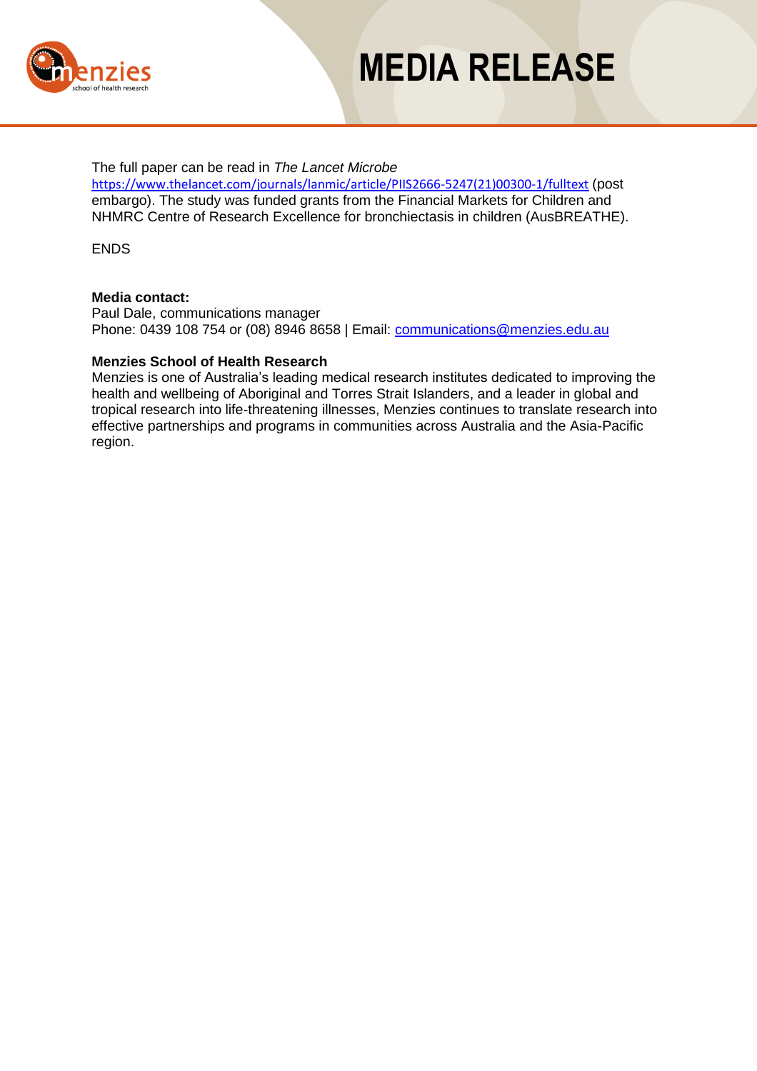The full paper can be read in *The Lancet Microbe* https://www.thelancet.com/journals/lanmic/article/PIIS2666-5247(21)00300-1/fulltext (post embargo). The study was funded grants from the Financial Markets for Children and NHMRC Centre of Research Excellence for bronchiectasis in children (AusBREATHE).

ENDS

**Media contact:**
Paul Dale, communications manager
Phone: 0439 108 754 or (08) 8946 8658 | Email: communications@menzies.edu.au

**Menzies School of Health Research**
Menzies is one of Australia's leading medical research institutes dedicated to improving the health and wellbeing of Aboriginal and Torres Strait Islanders, and a leader in global and tropical research into life-threatening illnesses, Menzies continues to translate research into effective partnerships and programs in communities across Australia and the Asia-Pacific region.